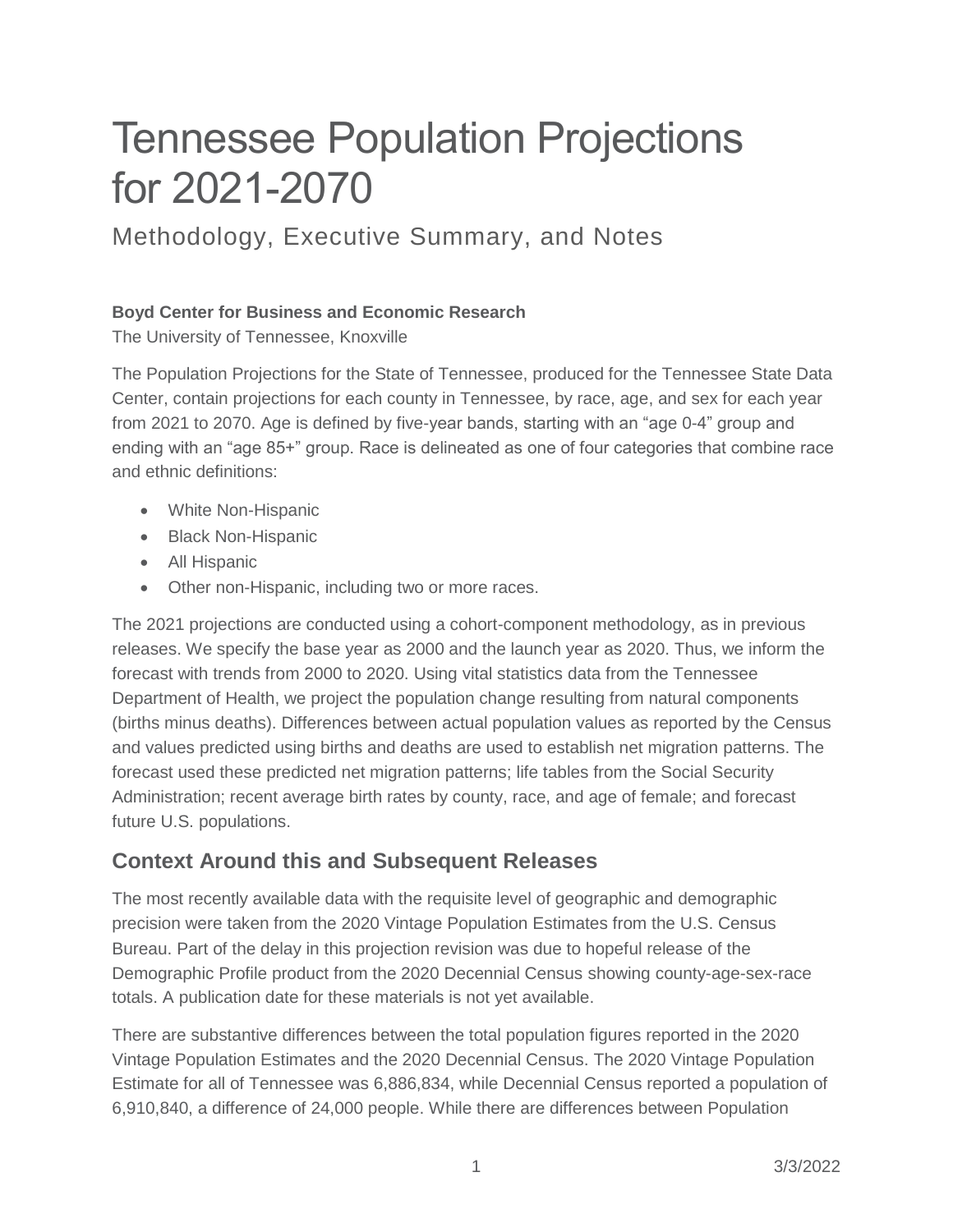# Tennessee Population Projections for 2021-2070

Methodology, Executive Summary, and Notes

**Boyd Center for Business and Economic Research**

The University of Tennessee, Knoxville

The Population Projections for the State of Tennessee, produced for the Tennessee State Data Center, contain projections for each county in Tennessee, by race, age, and sex for each year from 2021 to 2070. Age is defined by five-year bands, starting with an "age 0-4" group and ending with an "age 85+" group. Race is delineated as one of four categories that combine race and ethnic definitions:

- White Non-Hispanic
- Black Non-Hispanic
- All Hispanic
- Other non-Hispanic, including two or more races.

The 2021 projections are conducted using a cohort-component methodology, as in previous releases. We specify the base year as 2000 and the launch year as 2020. Thus, we inform the forecast with trends from 2000 to 2020. Using vital statistics data from the Tennessee Department of Health, we project the population change resulting from natural components (births minus deaths). Differences between actual population values as reported by the Census and values predicted using births and deaths are used to establish net migration patterns. The forecast used these predicted net migration patterns; life tables from the Social Security Administration; recent average birth rates by county, race, and age of female; and forecast future U.S. populations.

## Context Around this and Subsequent Releases

The most recently available data with the requisite level of geographic and demographic precision were taken from the 2020 Vintage Population Estimates from the U.S. Census Bureau. Part of the delay in this projection revision was due to hopeful release of the Demographic Profile product from the 2020 Decennial Census showing county-age-sex-race totals. A publication date for these materials is not yet available.

There are substantive differences between the total population figures reported in the 2020 Vintage Population Estimates and the 2020 Decennial Census. The 2020 Vintage Population Estimate for all of Tennessee was 6,886,834, while Decennial Census reported a population of 6,910,840, a difference of 24,000 people. While there are differences between Population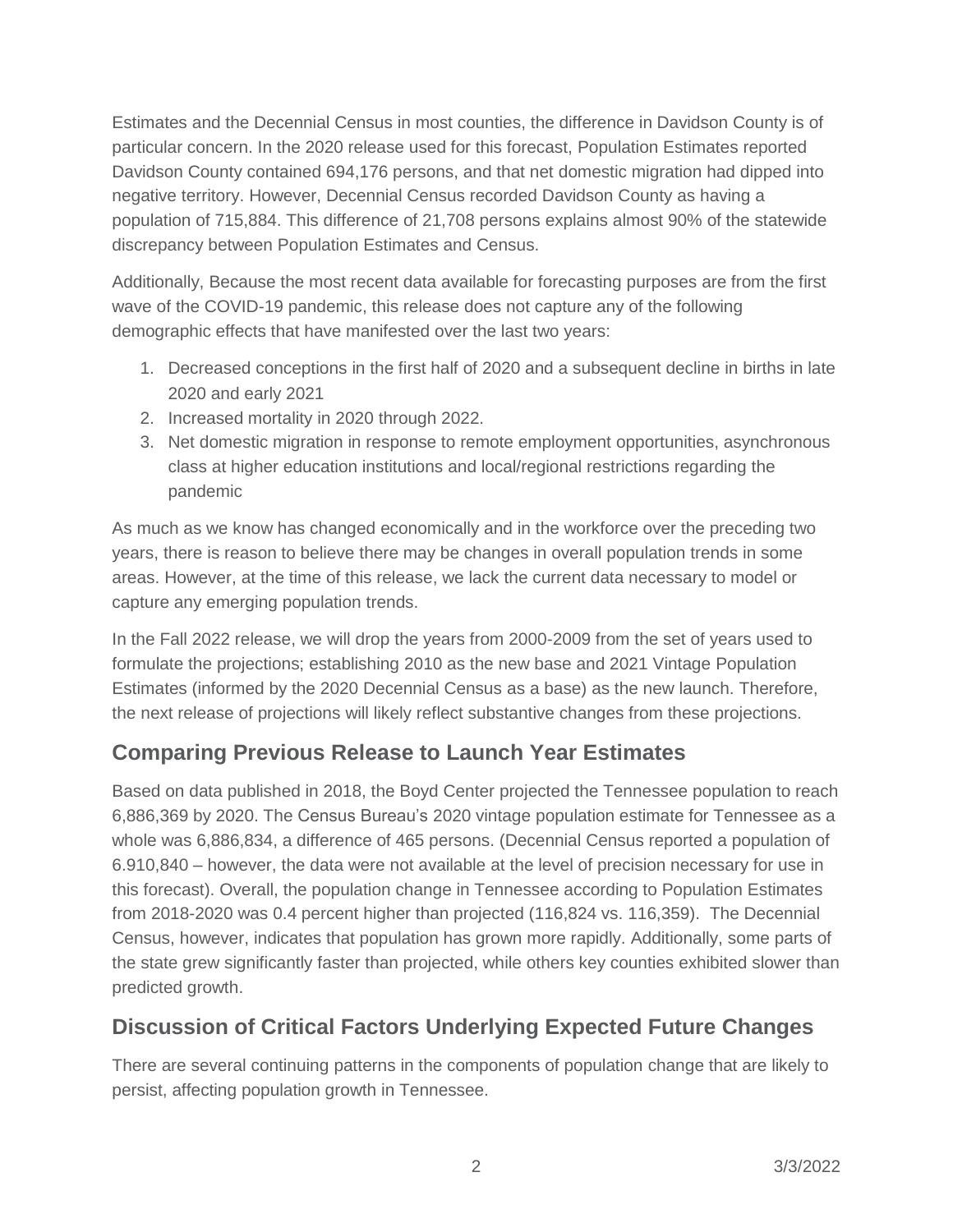Estimates and the Decennial Census in most counties, the difference in Davidson County is of particular concern. In the 2020 release used for this forecast, Population Estimates reported Davidson County contained 694,176 persons, and that net domestic migration had dipped into negative territory. However, Decennial Census recorded Davidson County as having a population of 715,884. This difference of 21,708 persons explains almost 90% of the statewide discrepancy between Population Estimates and Census.

Additionally, Because the most recent data available for forecasting purposes are from the first wave of the COVID-19 pandemic, this release does not capture any of the following demographic effects that have manifested over the last two years:

1. Decreased conceptions in the first half of 2020 and a subsequent decline in births in late 2020 and early 2021
2. Increased mortality in 2020 through 2022.
3. Net domestic migration in response to remote employment opportunities, asynchronous class at higher education institutions and local/regional restrictions regarding the pandemic

As much as we know has changed economically and in the workforce over the preceding two years, there is reason to believe there may be changes in overall population trends in some areas. However, at the time of this release, we lack the current data necessary to model or capture any emerging population trends.

In the Fall 2022 release, we will drop the years from 2000-2009 from the set of years used to formulate the projections; establishing 2010 as the new base and 2021 Vintage Population Estimates (informed by the 2020 Decennial Census as a base) as the new launch. Therefore, the next release of projections will likely reflect substantive changes from these projections.

## Comparing Previous Release to Launch Year Estimates

Based on data published in 2018, the Boyd Center projected the Tennessee population to reach 6,886,369 by 2020. The Census Bureau's 2020 vintage population estimate for Tennessee as a whole was 6,886,834, a difference of 465 persons. (Decennial Census reported a population of 6.910,840 – however, the data were not available at the level of precision necessary for use in this forecast). Overall, the population change in Tennessee according to Population Estimates from 2018-2020 was 0.4 percent higher than projected (116,824 vs. 116,359). The Decennial Census, however, indicates that population has grown more rapidly. Additionally, some parts of the state grew significantly faster than projected, while others key counties exhibited slower than predicted growth.

## Discussion of Critical Factors Underlying Expected Future Changes

There are several continuing patterns in the components of population change that are likely to persist, affecting population growth in Tennessee.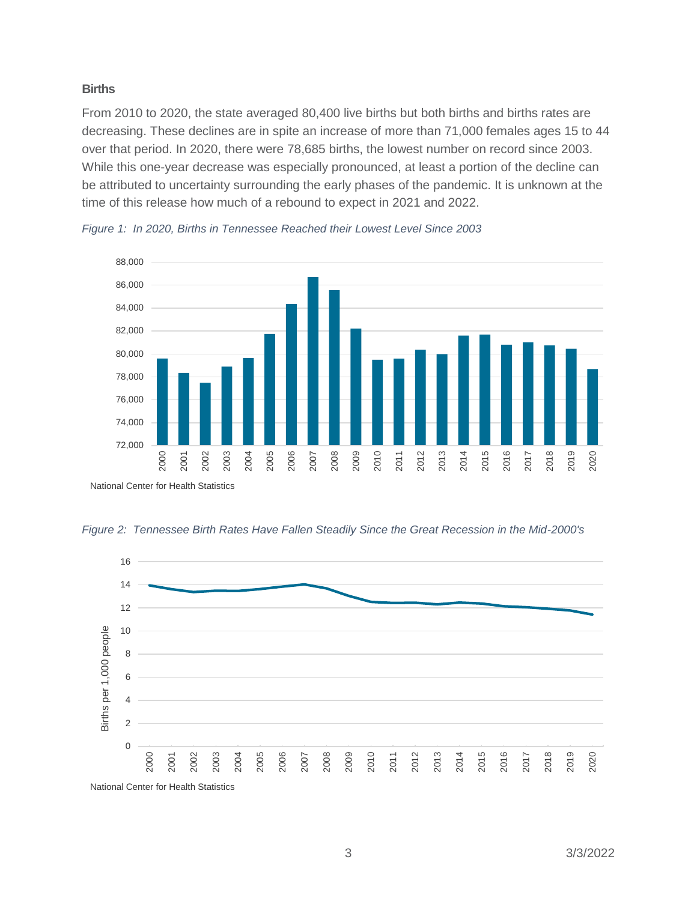### Births

From 2010 to 2020, the state averaged 80,400 live births but both births and births rates are decreasing. These declines are in spite an increase of more than 71,000 females ages 15 to 44 over that period. In 2020, there were 78,685 births, the lowest number on record since 2003. While this one-year decrease was especially pronounced, at least a portion of the decline can be attributed to uncertainty surrounding the early phases of the pandemic. It is unknown at the time of this release how much of a rebound to expect in 2021 and 2022.

*Figure 1: In 2020, Births in Tennessee Reached their Lowest Level Since 2003*

National Center for Health Statistics

*Figure 2: Tennessee Birth Rates Have Fallen Steadily Since the Great Recession in the Mid-2000's*

National Center for Health Statistics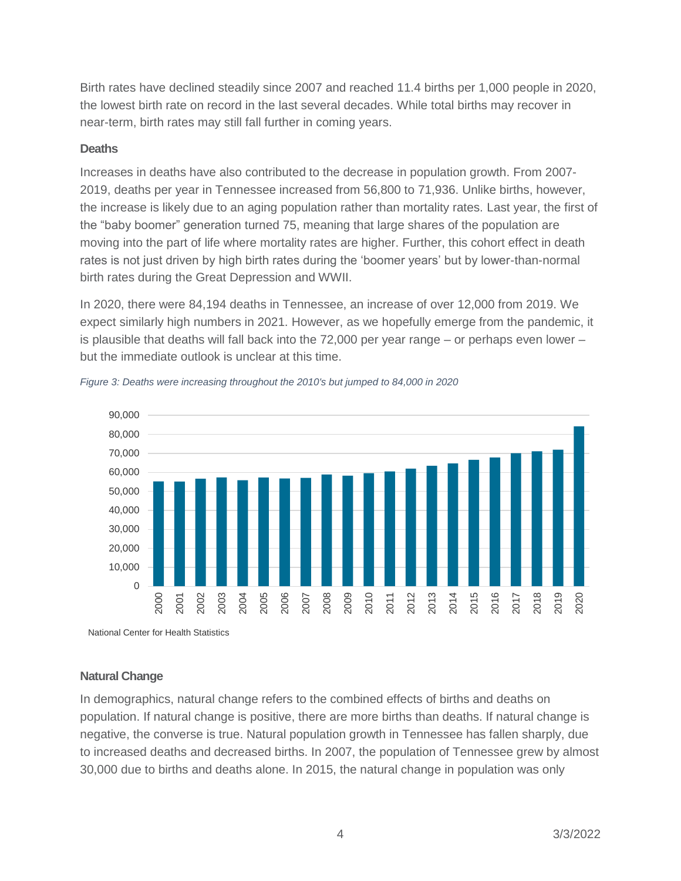Birth rates have declined steadily since 2007 and reached 11.4 births per 1,000 people in 2020, the lowest birth rate on record in the last several decades. While total births may recover in near-term, birth rates may still fall further in coming years.

### Deaths

Increases in deaths have also contributed to the decrease in population growth. From 2007-2019, deaths per year in Tennessee increased from 56,800 to 71,936. Unlike births, however, the increase is likely due to an aging population rather than mortality rates. Last year, the first of the "baby boomer" generation turned 75, meaning that large shares of the population are moving into the part of life where mortality rates are higher. Further, this cohort effect in death rates is not just driven by high birth rates during the 'boomer years' but by lower-than-normal birth rates during the Great Depression and WWII.

In 2020, there were 84,194 deaths in Tennessee, an increase of over 12,000 from 2019. We expect similarly high numbers in 2021. However, as we hopefully emerge from the pandemic, it is plausible that deaths will fall back into the 72,000 per year range – or perhaps even lower – but the immediate outlook is unclear at this time.

*Figure 3: Deaths were increasing throughout the 2010's but jumped to 84,000 in 2020*

National Center for Health Statistics

### Natural Change

In demographics, natural change refers to the combined effects of births and deaths on population. If natural change is positive, there are more births than deaths. If natural change is negative, the converse is true. Natural population growth in Tennessee has fallen sharply, due to increased deaths and decreased births. In 2007, the population of Tennessee grew by almost 30,000 due to births and deaths alone. In 2015, the natural change in population was only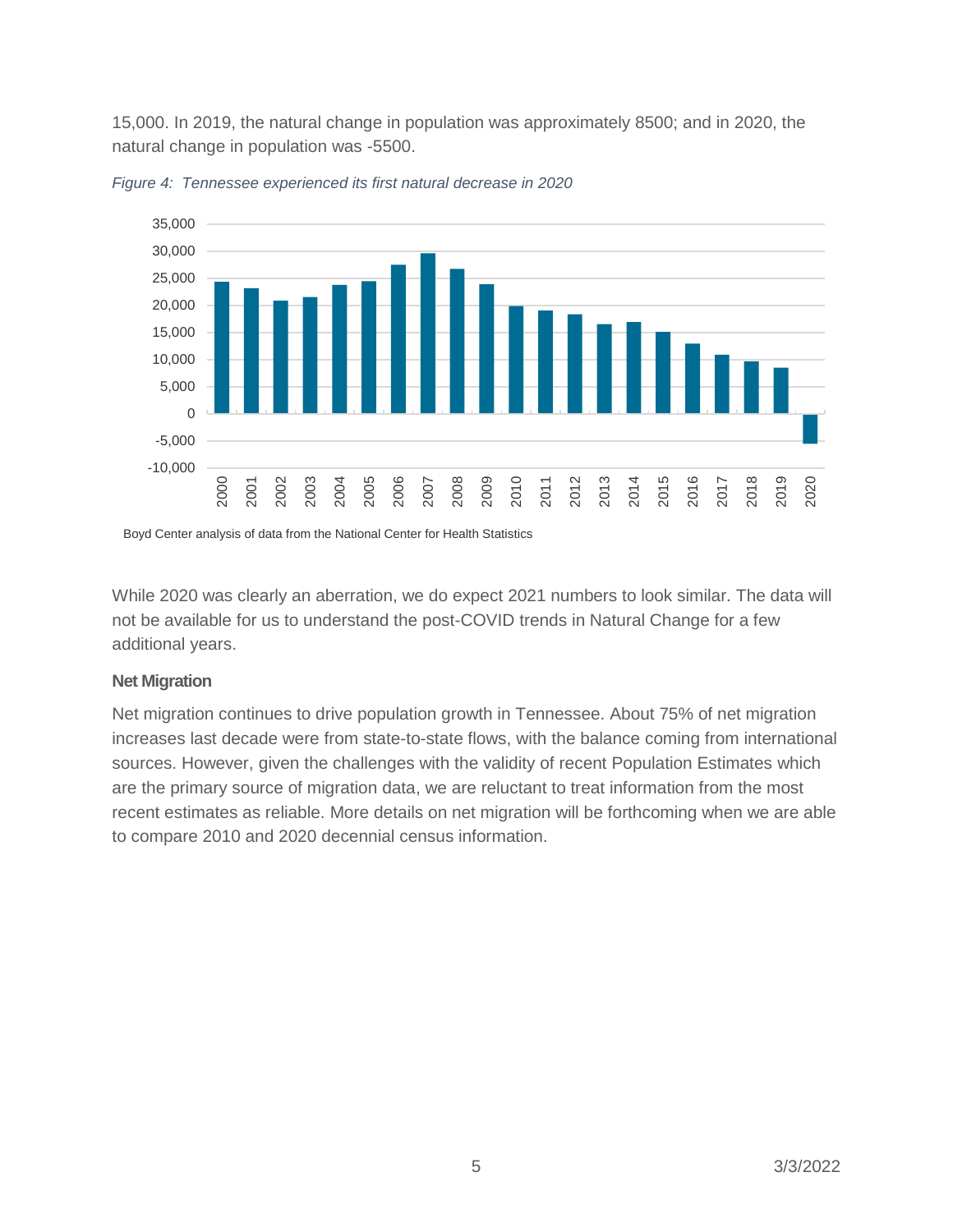15,000. In 2019, the natural change in population was approximately 8500; and in 2020, the natural change in population was -5500.

*Figure 4: Tennessee experienced its first natural decrease in 2020*

Boyd Center analysis of data from the National Center for Health Statistics

While 2020 was clearly an aberration, we do expect 2021 numbers to look similar. The data will not be available for us to understand the post-COVID trends in Natural Change for a few additional years.

### Net Migration

Net migration continues to drive population growth in Tennessee. About 75% of net migration increases last decade were from state-to-state flows, with the balance coming from international sources. However, given the challenges with the validity of recent Population Estimates which are the primary source of migration data, we are reluctant to treat information from the most recent estimates as reliable. More details on net migration will be forthcoming when we are able to compare 2010 and 2020 decennial census information.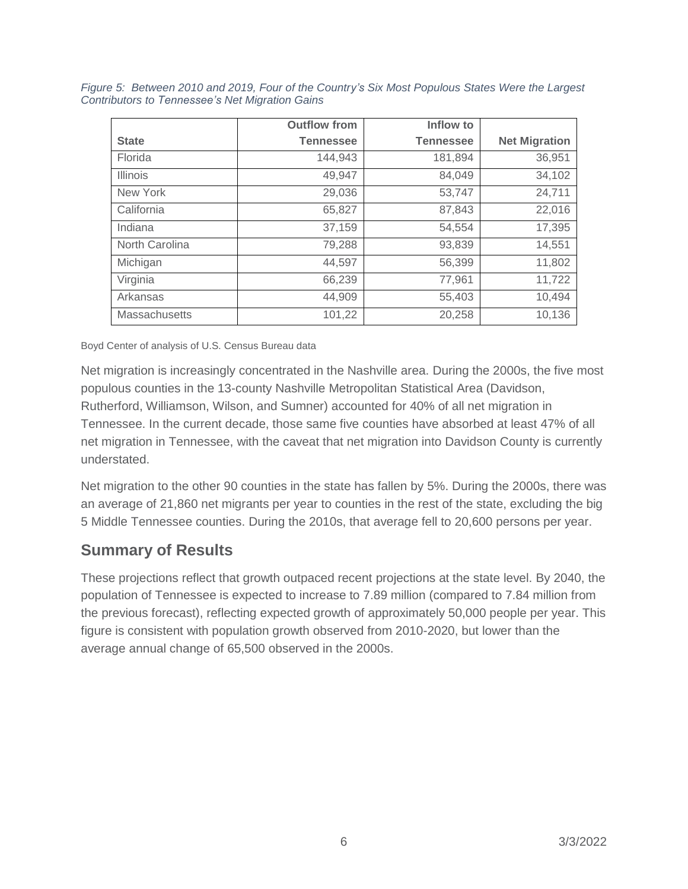*Figure 5: Between 2010 and 2019, Four of the Country's Six Most Populous States Were the Largest Contributors to Tennessee's Net Migration Gains*

| State | Outflow from Tennessee | Inflow to Tennessee | Net Migration |
|---|---|---|---|
| Florida | 144,943 | 181,894 | 36,951 |
| Illinois | 49,947 | 84,049 | 34,102 |
| New York | 29,036 | 53,747 | 24,711 |
| California | 65,827 | 87,843 | 22,016 |
| Indiana | 37,159 | 54,554 | 17,395 |
| North Carolina | 79,288 | 93,839 | 14,551 |
| Michigan | 44,597 | 56,399 | 11,802 |
| Virginia | 66,239 | 77,961 | 11,722 |
| Arkansas | 44,909 | 55,403 | 10,494 |
| Massachusetts | 101,22 | 20,258 | 10,136 |

Boyd Center of analysis of U.S. Census Bureau data

Net migration is increasingly concentrated in the Nashville area. During the 2000s, the five most populous counties in the 13-county Nashville Metropolitan Statistical Area (Davidson, Rutherford, Williamson, Wilson, and Sumner) accounted for 40% of all net migration in Tennessee. In the current decade, those same five counties have absorbed at least 47% of all net migration in Tennessee, with the caveat that net migration into Davidson County is currently understated.

Net migration to the other 90 counties in the state has fallen by 5%. During the 2000s, there was an average of 21,860 net migrants per year to counties in the rest of the state, excluding the big 5 Middle Tennessee counties. During the 2010s, that average fell to 20,600 persons per year.

## Summary of Results

These projections reflect that growth outpaced recent projections at the state level. By 2040, the population of Tennessee is expected to increase to 7.89 million (compared to 7.84 million from the previous forecast), reflecting expected growth of approximately 50,000 people per year. This figure is consistent with population growth observed from 2010-2020, but lower than the average annual change of 65,500 observed in the 2000s.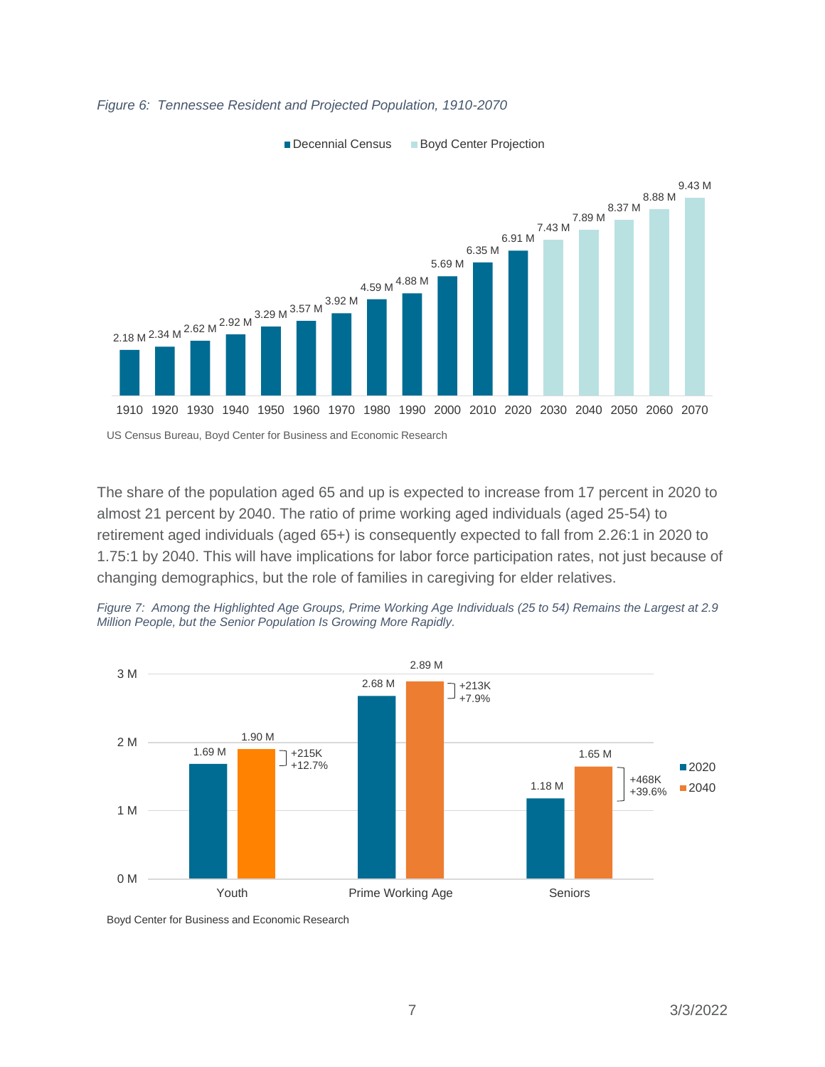*Figure 6: Tennessee Resident and Projected Population, 1910-2070*

| Year | Population | Source |
|---|---|---|
| 1910 | 2.18 M | Decennial Census |
| 1920 | 2.34 M | Decennial Census |
| 1930 | 2.62 M | Decennial Census |
| 1940 | 2.92 M | Decennial Census |
| 1950 | 3.29 M | Decennial Census |
| 1960 | 3.57 M | Decennial Census |
| 1970 | 3.92 M | Decennial Census |
| 1980 | 4.59 M | Decennial Census |
| 1990 | 4.88 M | Decennial Census |
| 2000 | 5.69 M | Decennial Census |
| 2010 | 6.35 M | Decennial Census |
| 2020 | 6.91 M | Decennial Census |
| 2030 | 7.43 M | Boyd Center Projection |
| 2040 | 7.89 M | Boyd Center Projection |
| 2050 | 8.37 M | Boyd Center Projection |
| 2060 | 8.88 M | Boyd Center Projection |
| 2070 | 9.43 M | Boyd Center Projection |

US Census Bureau, Boyd Center for Business and Economic Research

The share of the population aged 65 and up is expected to increase from 17 percent in 2020 to almost 21 percent by 2040. The ratio of prime working aged individuals (aged 25-54) to retirement aged individuals (aged 65+) is consequently expected to fall from 2.26:1 in 2020 to 1.75:1 by 2040. This will have implications for labor force participation rates, not just because of changing demographics, but the role of families in caregiving for elder relatives.

*Figure 7: Among the Highlighted Age Groups, Prime Working Age Individuals (25 to 54) Remains the Largest at 2.9 Million People, but the Senior Population Is Growing More Rapidly.*

| Age Group | 2020 | 2040 | Change |
|---|---|---|---|
| Youth | 1.69 M | 1.90 M | +215K, +12.7% |
| Prime Working Age | 2.68 M | 2.89 M | +213K, +7.9% |
| Seniors | 1.18 M | 1.65 M | +468K, +39.6% |

Boyd Center for Business and Economic Research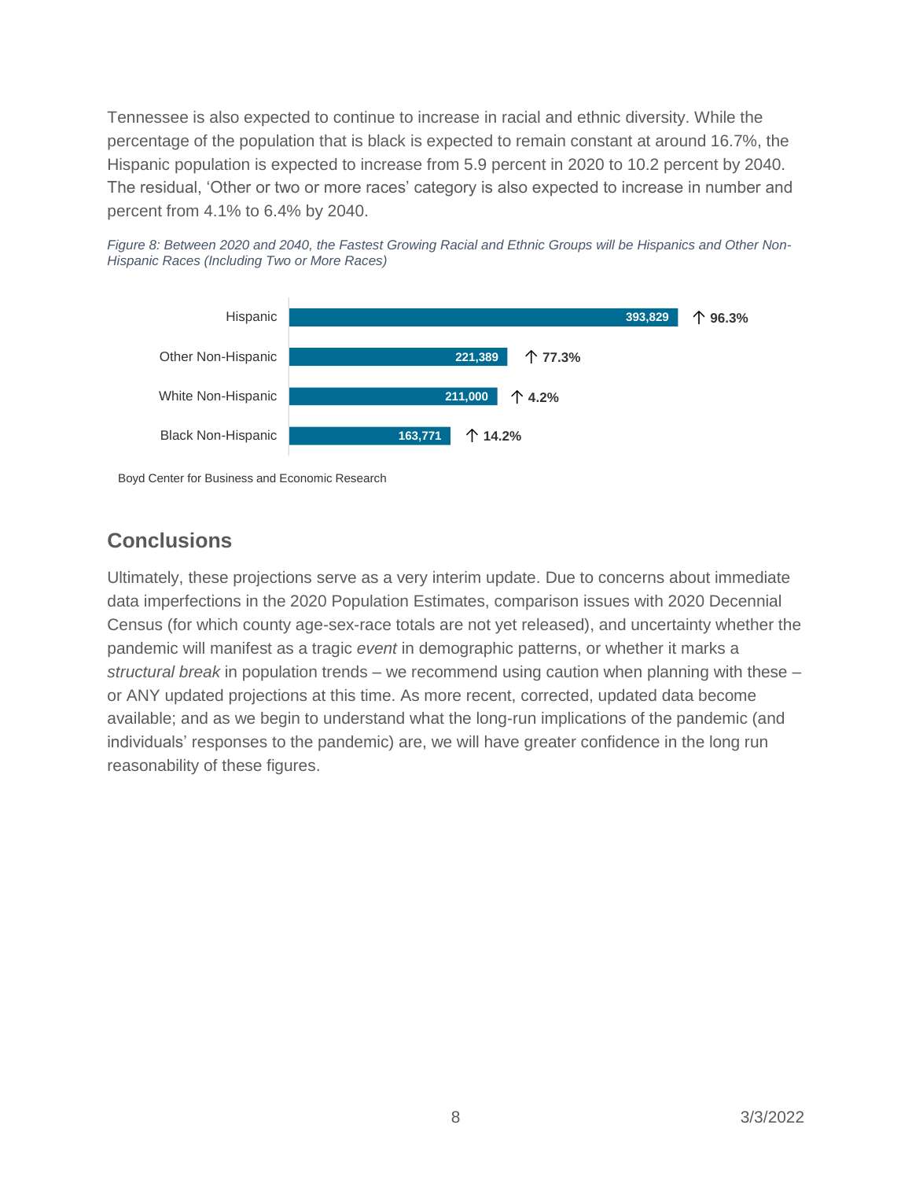Tennessee is also expected to continue to increase in racial and ethnic diversity. While the percentage of the population that is black is expected to remain constant at around 16.7%, the Hispanic population is expected to increase from 5.9 percent in 2020 to 10.2 percent by 2040. The residual, 'Other or two or more races' category is also expected to increase in number and percent from 4.1% to 6.4% by 2040.

*Figure 8: Between 2020 and 2040, the Fastest Growing Racial and Ethnic Groups will be Hispanics and Other Non-Hispanic Races (Including Two or More Races)*

Hispanic 393,829 ↑ 96.3%

Other Non-Hispanic 221,389 ↑ 77.3%

White Non-Hispanic 211,000 ↑ 4.2%

Black Non-Hispanic 163,771 ↑ 14.2%

Boyd Center for Business and Economic Research

## Conclusions

Ultimately, these projections serve as a very interim update. Due to concerns about immediate data imperfections in the 2020 Population Estimates, comparison issues with 2020 Decennial Census (for which county age-sex-race totals are not yet released), and uncertainty whether the pandemic will manifest as a tragic *event* in demographic patterns, or whether it marks a *structural break* in population trends – we recommend using caution when planning with these – or ANY updated projections at this time. As more recent, corrected, updated data become available; and as we begin to understand what the long-run implications of the pandemic (and individuals' responses to the pandemic) are, we will have greater confidence in the long run reasonability of these figures.